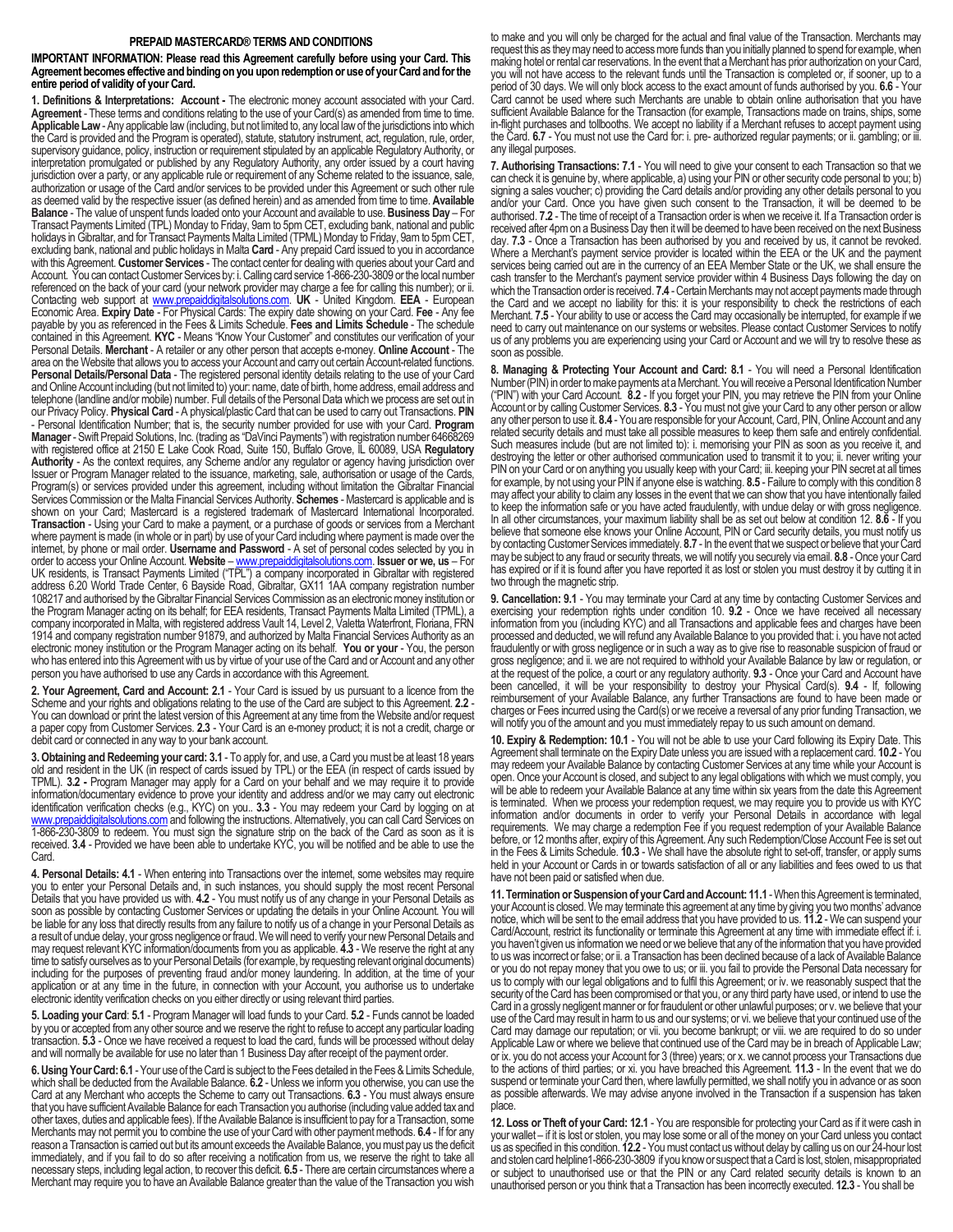# PREPAID MASTERCARD® TERMS AND CONDITIONS

**IMPORTANT INFORMATION: Please read this Agreement carefully before using your Card. This Agreement becomes effective and binding on you upon redemption or use of your Card and for the entire period of validity of your Card.**

**1. Definitions & Interpretations: Account -** The electronic money account associated with your Card. **Agreement** - These terms and conditions relating to the use of your Card(s) as amended from time to time. **Applicable Law** - Any applicable law (including, but not limited to, any local law of the jurisdictions into which the Card is provided and the Program is operated), statute, statutory instrument, act, regulation, rule, order, supervisory guidance, policy, instruction or requirement stipulated by an applicable Regulatory Authority, or interpretation promulgated or published by any Regulatory Authority, any order issued by a court having jurisdiction over a party, or any applicable rule or requirement of any Scheme related to the issuance, sale, authorization or usage of the Card and/or services to be provided under this Agreement or such other rule as deemed valid by the respective issuer (as defined herein) and as amended from time to time. **Available Balance** - The value of unspent funds loaded onto your Account and available to use. **Business Day** – For Transact Payments Limited (TPL) Monday to Friday, 9am to 5pm CET, excluding bank, national and public holidays in Gibraltar, and for Transact Payments Malta Limited (TPML) Monday to Friday, 9am to 5pm CET, excluding bank, national and public holidays in Malta **Card** - Any prepaid Card issued to you in accordance with this Agreement. **Customer Services** - The contact center for dealing with queries about your Card and Account. You can contact Customer Services by: i. Calling card service 1-866-230-3809 or the local number referenced on the back of your card (your network provider may charge a fee for calling this number); or ii. Contacting web support at www.prepaiddigitalsolutions.com. **UK** - United Kingdom. **EEA** - European Economic Area. **Expiry Date** - For Physical Cards: The expiry date showing on your Card. **Fee** - Any fee payable by you as referenced in the Fees & Limits Schedule. **Fees and Limits Schedule** - The schedule contained in this Agreement. **KYC** - Means "Know Your Customer" and constitutes our verification of your Personal Details. **Merchant** - A retailer or any other person that accepts e-money. **Online Account** - The area on the Website that allows you to access your Account and carry out certain Account-related functions. **Personal Details/Personal Data** - The registered personal identity details relating to the use of your Card and Online Account including (but not limited to) your: name, date of birth, home address, email address and telephone (landline and/or mobile) number. Full details of the Personal Data which we process are set out in our Privacy Policy. **Physical Card** - A physical/plastic Card that can be used to carry out Transactions. **PIN** - Personal Identification Number; that is, the security number provided for use with your Card. **Program Manager** - Swift Prepaid Solutions, Inc. (trading as "DaVinci Payments") with registration number 64668269 with registered office at 2150 E Lake Cook Road, Suite 150, Buffalo Grove, IL 60089, USA **Regulatory Authority** - As the context requires, any Scheme and/or any regulator or agency having jurisdiction over Issuer or Program Manager related to the issuance, marketing, sale, authorisation or usage of the Cards, Program(s) or services provided under this agreement, including without limitation the Gibraltar Financial Services Commission or the Malta Financial Services Authority. **Schemes** - Mastercard is applicable and is shown on your Card; Mastercard is a registered trademark of Mastercard International Incorporated. **Transaction** - Using your Card to make a payment, or a purchase of goods or services from a Merchant where payment is made (in whole or in part) by use of your Card including where payment is made over the internet, by phone or mail order. **Username and Password** - A set of personal codes selected by you in order to access your Online Account. **Website** – www.prepaiddigitalsolutions.com. **Issuer or we, us** – For UK residents, is Transact Payments Limited ("TPL") a company incorporated in Gibraltar with registered address 6.20 World Trade Center, 6 Bayside Road, Gibraltar, GX11 1AA company registration number 108217 and authorised by the Gibraltar Financial Services Commission as an electronic money institution or the Program Manager acting on its behalf; for EEA residents, Transact Payments Malta Limited (TPML), a company incorporated in Malta, with registered address Vault 14, Level 2, Valletta Waterfront, Floriana, FRN 1914 and company registration number 91879, and authorized by Malta Financial Services Authority as an electronic money institution or the Program Manager acting on its behalf. **You or your** - You, the person who has entered into this Agreement with us by virtue of your use of the Card and or Account and any other person you have authorised to use any Cards in accordance with this Agreement.

**2. Your Agreement, Card and Account: 2.1** - Your Card is issued by us pursuant to a licence from the Scheme and your rights and obligations relating to the use of the Card are subject to this Agreement. **2.2** - You can download or print the latest version of this Agreement at any time from the Website and/or request a paper copy from Customer Services. **2.3** - Your Card is an e-money product; it is not a credit, charge or debit card or connected in any way to your bank account.

**3. Obtaining and Redeeming your card: 3.1** - To apply for, and use, a Card you must be at least 18 years old and resident in the UK (in respect of cards issued by TPL) or the EEA (in respect of cards issued by TPML). **3.2 -** Program Manager may apply for a Card on your behalf and we may require it to provide information/documentary evidence to prove your identity and address and/or we may carry out electronic identification verification checks (e.g., KYC) on you.. **3.3** - You may redeem your Card by logging on at www.prepaiddigitalsolutions.com and following the instructions. Alternatively, you can call Card Services on 1-866-230-3809 to redeem. You must sign the signature strip on the back of the Card as soon as it is received. **3.4** - Provided we have been able to undertake KYC, you will be notified and be able to use the Card.

**4. Personal Details: 4.1** - When entering into Transactions over the internet, some websites may require you to enter your Personal Details and, in such instances, you should supply the most recent Personal Details that you have provided us with. **4.2** - You must notify us of any change in your Personal Details as soon as possible by contacting Customer Services or updating the details in your Online Account. You will be liable for any loss that directly results from any failure to notify us of a change in your Personal Details as a result of undue delay, your gross negligence or fraud. We will need to verify your new Personal Details and may request relevant KYC information/documents from you as applicable. **4.3** - We reserve the right at any time to satisfy ourselves as to your Personal Details (for example, by requesting relevant original documents) including for the purposes of preventing fraud and/or money laundering. In addition, at the time of your application or at any time in the future, in connection with your Account, you authorise us to undertake electronic identity verification checks on you either directly or using relevant third parties.

**5. Loading your Card**: **5.1** - Program Manager will load funds to your Card. **5.2** - Funds cannot be loaded by you or accepted from any other source and we reserve the right to refuse to accept any particular loading transaction. **5.3** - Once we have received a request to load the card, funds will be processed without delay and will normally be available for use no later than 1 Business Day after receipt of the payment order.

**6. Using Your Card: 6.1** - Your use of the Card is subject to the Fees detailed in the Fees & Limits Schedule, which shall be deducted from the Available Balance. **6.2** - Unless we inform you otherwise, you can use the Card at any Merchant who accepts the Scheme to carry out Transactions. **6.3** - You must always ensure that you have sufficient Available Balance for each Transaction you authorise (including value added tax and other taxes, duties and applicable fees). If the Available Balance is insufficient to pay for a Transaction, some Merchants may not permit you to combine the use of your Card with other payment methods. **6.4** - If for any reason a Transaction is carried out but its amount exceeds the Available Balance, you must pay us the deficit immediately, and if you fail to do so after receiving a notification from us, we reserve the right to take all necessary steps, including legal action, to recover this deficit. **6.5** - There are certain circumstances where a Merchant may require you to have an Available Balance greater than the value of the Transaction you wish to make and you will only be charged for the actual and final value of the Transaction. Merchants may request this as they may need to access more funds than you initially planned to spend for example, when making hotel or rental car reservations. In the event that a Merchant has prior authorization on your Card, you will not have access to the relevant funds until the Transaction is completed or, if sooner, up to a period of 30 days. We will only block access to the exact amount of funds authorised by you. **6.6** - Your Card cannot be used where such Merchants are unable to obtain online authorisation that you have sufficient Available Balance for the Transaction (for example, Transactions made on trains, ships, some in-flight purchases and tollbooths. We accept no liability if a Merchant refuses to accept payment using the Card. **6.7** - You must not use the Card for: i. pre- authorized regular payments; or ii. gambling; or iii. any illegal purposes.

**7. Authorising Transactions: 7.1** - You will need to give your consent to each Transaction so that we can check it is genuine by, where applicable, a) using your PIN or other security code personal to you; b) signing a sales voucher; c) providing the Card details and/or providing any other details personal to you and/or your Card. Once you have given such consent to the Transaction, it will be deemed to be authorised. **7.2** - The time of receipt of a Transaction order is when we receive it. If a Transaction order is received after 4pm on a Business Day then it will be deemed to have been received on the next Business day. **7.3** - Once a Transaction has been authorised by you and received by us, it cannot be revoked. Where a Merchant's payment service provider is located within the EEA or the UK and the payment services being carried out are in the currency of an EEA Member State or the UK, we shall ensure the cash transfer to the Merchant's payment service provider within 4 Business Days following the day on which the Transaction order is received. **7.4** - Certain Merchants may not accept payments made through the Card and we accept no liability for this: it is your responsibility to check the restrictions of each Merchant. **7.5** - Your ability to use or access the Card may occasionally be interrupted, for example if we need to carry out maintenance on our systems or websites. Please contact Customer Services to notify us of any problems you are experiencing using your Card or Account and we will try to resolve these as soon as possible.

**8. Managing & Protecting Your Account and Card: 8.1** - You will need a Personal Identification Number (PIN) in order to make payments at a Merchant. You will receive a Personal Identification Number ("PIN") with your Card Account. **8.2** - If you forget your PIN, you may retrieve the PIN from your Online Account or by calling Customer Services. **8.3** - You must not give your Card to any other person or allow any other person to use it. **8.4** - You are responsible for your Account, Card, PIN, Online Account and any related security details and must take all possible measures to keep them safe and entirely confidential. Such measures include (but are not limited to): i. memorising your PIN as soon as you receive it, and destroying the letter or other authorised communication used to transmit it to you; ii. never writing your PIN on your Card or on anything you usually keep with your Card; iii. keeping your PIN secret at all times for example, by not using your PIN if anyone else is watching. **8.5** - Failure to comply with this condition 8 may affect your ability to claim any losses in the event that we can show that you have intentionally failed to keep the information safe or you have acted fraudulently, with undue delay or with gross negligence. In all other circumstances, your maximum liability shall be as set out below at condition 12. **8.6** - If you believe that someone else knows your Online Account, PIN or Card security details, you must notify us by contacting Customer Services immediately. **8.7** - In the event that we suspect or believe that your Card may be subject to any fraud or security threats, we will notify you securely via email. **8.8** - Once your Card has expired or if it is found after you have reported it as lost or stolen you must destroy it by cutting it in two through the magnetic strip.

**9. Cancellation: 9.1** - You may terminate your Card at any time by contacting Customer Services and exercising your redemption rights under condition 10. **9.2** - Once we have received all necessary information from you (including KYC) and all Transactions and applicable fees and charges have been processed and deducted, we will refund any Available Balance to you provided that: i. you have not acted fraudulently or with gross negligence or in such a way as to give rise to reasonable suspicion of fraud or gross negligence; and ii. we are not required to withhold your Available Balance by law or regulation, or at the request of the police, a court or any regulatory authority. **9.3** - Once your Card and Account have been cancelled, it will be your responsibility to destroy your Physical Card(s). **9.4** - If, following reimbursement of your Available Balance, any further Transactions are found to have been made or charges or Fees incurred using the Card(s) or we receive a reversal of any prior funding Transaction, we will notify you of the amount and you must immediately repay to us such amount on demand.

**10. Expiry & Redemption: 10.1** - You will not be able to use your Card following its Expiry Date. This Agreement shall terminate on the Expiry Date unless you are issued with a replacement card. **10.2** - You may redeem your Available Balance by contacting Customer Services at any time while your Account is open. Once your Account is closed, and subject to any legal obligations with which we must comply, you will be able to redeem your Available Balance at any time within six years from the date this Agreement is terminated. When we process your redemption request, we may require you to provide us with KYC information and/or documents in order to verify your Personal Details in accordance with legal requirements. We may charge a redemption Fee if you request redemption of your Available Balance before, or 12 months after, expiry of this Agreement. Any such Redemption/Close Account Fee is set out in the Fees & Limits Schedule. **10.3** - We shall have the absolute right to set-off, transfer, or apply sums held in your Account or Cards in or towards satisfaction of all or any liabilities and fees owed to us that have not been paid or satisfied when due.

**11. Termination or Suspension of your Card and Account: 11.1** - When this Agreement is terminated, your Account is closed. We may terminate this agreement at any time by giving you two months' advance notice, which will be sent to the email address that you have provided to us. **11.2** - We can suspend your Card/Account, restrict its functionality or terminate this Agreement at any time with immediate effect if: i. you haven't given us information we need or we believe that any of the information that you have provided to us was incorrect or false; or ii. a Transaction has been declined because of a lack of Available Balance or you do not repay money that you owe to us; or iii. you fail to provide the Personal Data necessary for us to comply with our legal obligations and to fulfil this Agreement; or iv. we reasonably suspect that the security of the Card has been compromised or that you, or any third party have used, or intend to use the Card in a grossly negligent manner or for fraudulent or other unlawful purposes; or v. we believe that your use of the Card may result in harm to us and our systems; or vi. we believe that your continued use of the Card may damage our reputation; or vii. you become bankrupt; or viii. we are required to do so under Applicable Law or where we believe that continued use of the Card may be in breach of Applicable Law; or ix. you do not access your Account for 3 (three) years; or x. we cannot process your Transactions due to the actions of third parties; or xi. you have breached this Agreement. **11.3** - In the event that we do suspend or terminate your Card then, where lawfully permitted, we shall notify you in advance or as soon as possible afterwards. We may advise anyone involved in the Transaction if a suspension has taken place.

**12. Loss or Theft of your Card: 12.1** - You are responsible for protecting your Card as if it were cash in your wallet – if it is lost or stolen, you may lose some or all of the money on your Card unless you contact us as specified in this condition. **12.2** - You must contact us without delay by calling us on our 24-hour lost and stolen card helpline1-866-230-3809 if you know or suspect that a Card is lost, stolen, misappropriated or subject to unauthorised use or that the PIN or any Card related security details is known to an unauthorised person or you think that a Transaction has been incorrectly executed. **12.3** - You shall be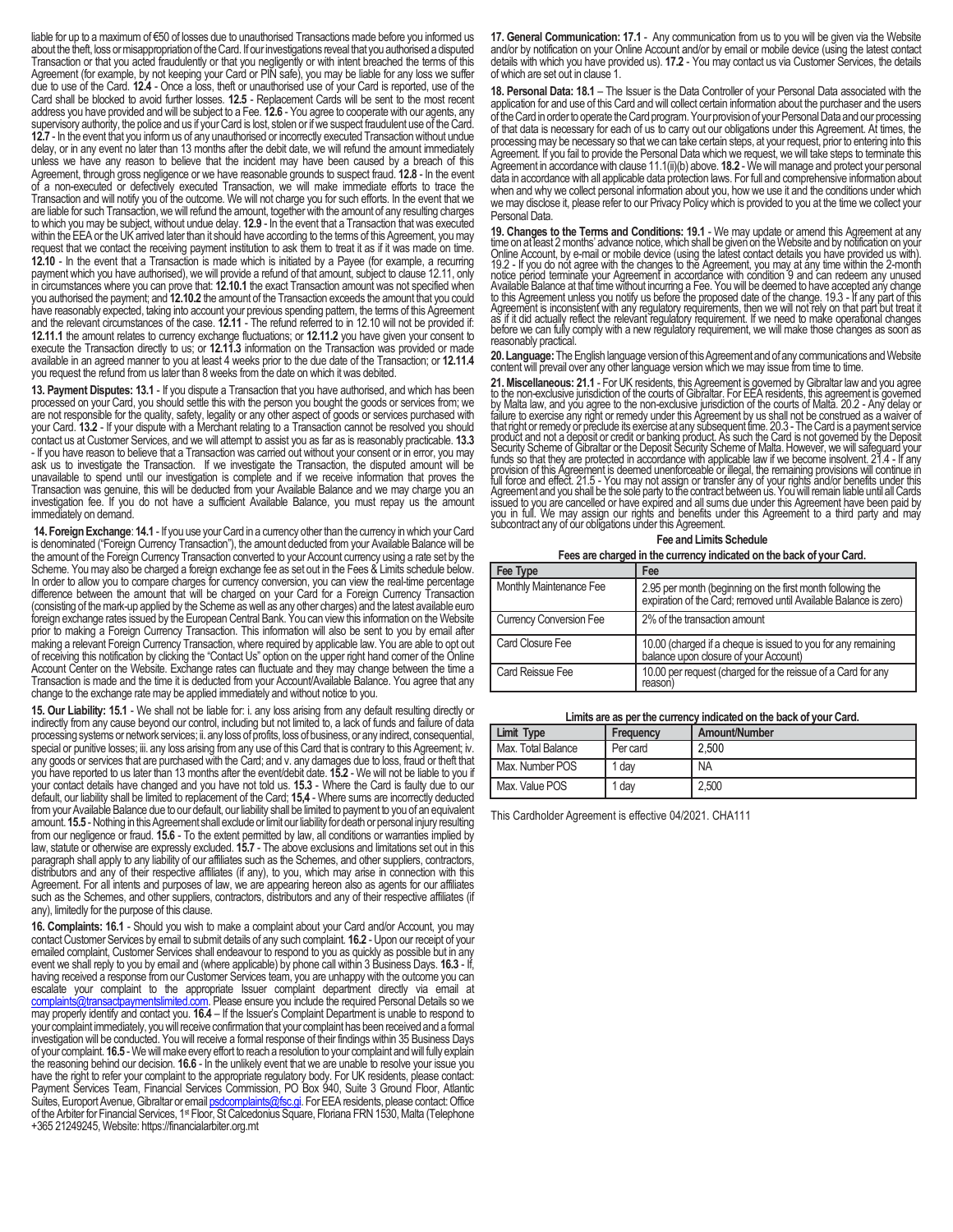liable for up to a maximum of €50 of losses due to unauthorised Transactions made before you informed us about the theft, loss or misappropriation of the Card. If our investigations reveal that you authorised a disputed Transaction or that you acted fraudulently or that you negligently or with intent breached the terms of this Agreement (for example, by not keeping your Card or PIN safe), you may be liable for any loss we suffer due to use of the Card. **12.4** - Once a loss, theft or unauthorised use of your Card is reported, use of the Card shall be blocked to avoid further losses. **12.5** - Replacement Cards will be sent to the most recent address you have provided and will be subject to a Fee. **12.6** - You agree to cooperate with our agents, any supervisory authority, the police and us if your Card is lost, stolen or if we suspect fraudulent use of the Card. **12.7** - In the event that you inform us of any unauthorised or incorrectly executed Transaction without undue delay, or in any event no later than 13 months after the debit date, we will refund the amount immediately unless we have any reason to believe that the incident may have been caused by a breach of this Agreement, through gross negligence or we have reasonable grounds to suspect fraud. **12.8** - In the event of a non-executed or defectively executed Transaction, we will make immediate efforts to trace the Transaction and will notify you of the outcome. We will not charge you for such efforts. In the event that we are liable for such Transaction, we will refund the amount, together with the amount of any resulting charges to which you may be subject, without undue delay. **12.9** - In the event that a Transaction that was executed within the EEA or the UK arrived later than it should have according to the terms of this Agreement, you may request that we contact the receiving payment institution to ask them to treat it as if it was made on time. **12.10** - In the event that a Transaction is made which is initiated by a Payee (for example, a recurring payment which you have authorised), we will provide a refund of that amount, subject to clause 12.11, only in circumstances where you can prove that: **12.10.1** the exact Transaction amount was not specified when you authorised the payment; and **12.10.2** the amount of the Transaction exceeds the amount that you could have reasonably expected, taking into account your previous spending pattern, the terms of this Agreement and the relevant circumstances of the case. **12.11** - The refund referred to in 12.10 will not be provided if: **12.11.1** the amount relates to currency exchange fluctuations; or **12.11.2** you have given your consent to execute the Transaction directly to us; or **12.11.3** information on the Transaction was provided or made available in an agreed manner to you at least 4 weeks prior to the due date of the Transaction; or **12.11.4** you request the refund from us later than 8 weeks from the date on which it was debited.

**13. Payment Disputes: 13.1** - If you dispute a Transaction that you have authorised, and which has been processed on your Card, you should settle this with the person you bought the goods or services from; we are not responsible for the quality, safety, legality or any other aspect of goods or services purchased with your Card. **13.2** - If your dispute with a Merchant relating to a Transaction cannot be resolved you should contact us at Customer Services, and we will attempt to assist you as far as is reasonably practicable. **13.3** - If you have reason to believe that a Transaction was carried out without your consent or in error, you may ask us to investigate the Transaction. If we investigate the Transaction, the disputed amount will be unavailable to spend until our investigation is complete and if we receive information that proves the Transaction was genuine, this will be deducted from your Available Balance and we may charge you an investigation fee. If you do not have a sufficient Available Balance, you must repay us the amount immediately on demand.

**14. Foreign Exchange**: **14.1** - If you use your Card in a currency other than the currency in which your Card is denominated ("Foreign Currency Transaction"), the amount deducted from your Available Balance will be the amount of the Foreign Currency Transaction converted to your Account currency using a rate set by the Scheme. You may also be charged a foreign exchange fee as set out in the Fees & Limits schedule below. In order to allow you to compare charges for currency conversion, you can view the real-time percentage difference between the amount that will be charged on your Card for a Foreign Currency Transaction (consisting of the mark-up applied by the Scheme as well as any other charges) and the latest available euro foreign exchange rates issued by the European Central Bank. You can view this information on the Website prior to making a Foreign Currency Transaction. This information will also be sent to you by email after making a relevant Foreign Currency Transaction, where required by applicable law. You are able to opt out of receiving this notification by clicking the "Contact Us" option on the upper right hand corner of the Online Account Center on the Website. Exchange rates can fluctuate and they may change between the time a Transaction is made and the time it is deducted from your Account/Available Balance. You agree that any change to the exchange rate may be applied immediately and without notice to you.

**15. Our Liability: 15.1** - We shall not be liable for: i. any loss arising from any default resulting directly or indirectly from any cause beyond our control, including but not limited to, a lack of funds and failure of data processing systems or network services; ii. any loss of profits, loss of business, or any indirect, consequential, special or punitive losses; iii. any loss arising from any use of this Card that is contrary to this Agreement; iv. any goods or services that are purchased with the Card; and v. any damages due to loss, fraud or theft that you have reported to us later than 13 months after the event/debit date. **15.2** - We will not be liable to you if your contact details have changed and you have not told us. **15.3** - Where the Card is faulty due to our default, our liability shall be limited to replacement of the Card; **15,4** - Where sums are incorrectly deducted from your Available Balance due to our default, our liability shall be limited to payment to you of an equivalent amount. **15.5** - Nothing in this Agreement shall exclude or limit our liability for death or personal injury resulting from our negligence or fraud. **15.6** - To the extent permitted by law, all conditions or warranties implied by law, statute or otherwise are expressly excluded. **15.7** - The above exclusions and limitations set out in this paragraph shall apply to any liability of our affiliates such as the Schemes, and other suppliers, contractors, distributors and any of their respective affiliates (if any), to you, which may arise in connection with this Agreement. For all intents and purposes of law, we are appearing hereon also as agents for our affiliates such as the Schemes, and other suppliers, contractors, distributors and any of their respective affiliates (if any), limitedly for the purpose of this clause.

**16. Complaints: 16.1** - Should you wish to make a complaint about your Card and/or Account, you may contact Customer Services by email to submit details of any such complaint. **16.2** - Upon our receipt of your emailed complaint, Customer Services shall endeavour to respond to you as quickly as possible but in any event we shall reply to you by email and (where applicable) by phone call within 3 Business Days. **16.3** - If, having received a response from our Customer Services team, you are unhappy with the outcome you can escalate your complaint to the appropriate Issuer complaint department directly via email at complaints@transactpaymentslimited.com. Please ensure you include the required Personal Details so we may properly identify and contact you. **16.4** – If the Issuer's Complaint Department is unable to respond to your complaint immediately, you will receive confirmation that your complaint has been received and a formal investigation will be conducted. You will receive a formal response of their findings within 35 Business Days of your complaint. **16.5** - We will make every effort to reach a resolution to your complaint and will fully explain the reasoning behind our decision. **16.6** - In the unlikely event that we are unable to resolve your issue you have the right to refer your complaint to the appropriate regulatory body. For UK residents, please contact: Payment Services Team, Financial Services Commission, PO Box 940, Suite 3 Ground Floor, Atlantic Suites, Europort Avenue, Gibraltar or email psdcomplaints@fsc.gi. For EEA residents, please contact: Office of the Arbiter for Financial Services, 1st Floor, St Calcedonius Square, Floriana FRN 1530, Malta (Telephone +365 21249245, Website: https://financialarbiter.org.mt

**17. General Communication: 17.1** - Any communication from us to you will be given via the Website and/or by notification on your Online Account and/or by email or mobile device (using the latest contact details with which you have provided us). **17.2** - You may contact us via Customer Services, the details of which are set out in clause 1.

**18. Personal Data: 18.1** – The Issuer is the Data Controller of your Personal Data associated with the application for and use of this Card and will collect certain information about the purchaser and the users of the Card in order to operate the Card program. Your provision of your Personal Data and our processing of that data is necessary for each of us to carry out our obligations under this Agreement. At times, the processing may be necessary so that we can take certain steps, at your request, prior to entering into this Agreement. If you fail to provide the Personal Data which we request, we will take steps to terminate this Agreement in accordance with clause 11.1(ii)(b) above. **18.2** - We will manage and protect your personal data in accordance with all applicable data protection laws. For full and comprehensive information about when and why we collect personal information about you, how we use it and the conditions under which we may disclose it, please refer to our Privacy Policy which is provided to you at the time we collect your Personal Data.

**19. Changes to the Terms and Conditions: 19.1** - We may update or amend this Agreement at any time on at least 2 months' advance notice, which shall be given on the Website and by notification on your Online Account, by e-mail or mobile device (using the latest contact details you have provided us with). 19.2 - If you do not agree with the changes to the Agreement, you may at any time within the 2-month notice period terminate your Agreement in accordance with condition 9 and can redeem any unused Available Balance at that time without incurring a Fee. You will be deemed to have accepted any change to this Agreement unless you notify us before the proposed date of the change. 19.3 - If any part of this Agreement is inconsistent with any regulatory requirements, then we will not rely on that part but treat it as if it did actually reflect the relevant regulatory requirement. If we need to make operational changes before we can fully comply with a new regulatory requirement, we will make those changes as soon as reasonably practical.

**20. Language:** The English language version of this Agreement and of any communications and Website content will prevail over any other language version which we may issue from time to time.

**21. Miscellaneous: 21.1** - For UK residents, this Agreement is governed by Gibraltar law and you agree to the non-exclusive jurisdiction of the courts of Gibraltar. For EEA residents, this agreement is governed by Malta law, and you agree to the non-exclusive jurisdiction of the courts of Malta. 20.2 - Any delay or failure to exercise any right or remedy under this Agreement by us shall not be construed as a waiver of that right or remedy or preclude its exercise at any subsequent time. 20.3 - The Card is a payment service product and not a deposit or credit or banking product. As such the Card is not governed by the Deposit Security Scheme of Gibraltar or the Deposit Security Scheme of Malta. However, we will safeguard your funds so that they are protected in accordance with applicable law if we become insolvent. 21.4 - If any provision of this Agreement is deemed unenforceable or illegal, the remaining provisions will continue in full force and effect. 21.5 - You may not assign or transfer any of your rights and/or benefits under this Agreement and you shall be the sole party to the contract between us. You will remain liable until all Cards issued to you are cancelled or have expired and all sums due under this Agreement have been paid by you in full. We may assign our rights and benefits under this Agreement to a third party and may subcontract any of our obligations under this Agreement.

**Fee and Limits Schedule**

**Fees are charged in the currency indicated on the back of your Card.**

| Fee Type | Fee |
|---|---|
| Monthly Maintenance Fee | 2.95 per month (beginning on the first month following the expiration of the Card; removed until Available Balance is zero) |
| Currency Conversion Fee | 2% of the transaction amount |
| Card Closure Fee | 10.00 (charged if a cheque is issued to you for any remaining balance upon closure of your Account) |
| Card Reissue Fee | 10.00 per request (charged for the reissue of a Card for any reason) |

**Limits are as per the currency indicated on the back of your Card.**

| Limit Type | Frequency | Amount/Number |
|---|---|---|
| Max. Total Balance | Per card | 2,500 |
| Max. Number POS | 1 day | NA |
| Max. Value POS | 1 day | 2,500 |

This Cardholder Agreement is effective 04/2021. CHA111